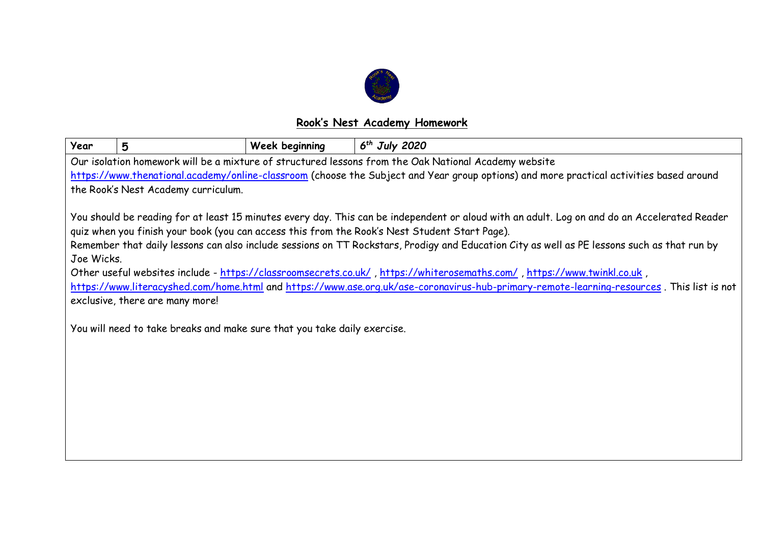# Rook's Nest Academy Homework

| Year | 5 | Week beginning | *6th July 2020* |
|---|---|---|---|

Our isolation homework will be a mixture of structured lessons from the Oak National Academy website https://www.thenational.academy/online-classroom (choose the Subject and Year group options) and more practical activities based around the Rook's Nest Academy curriculum.

You should be reading for at least 15 minutes every day. This can be independent or aloud with an adult. Log on and do an Accelerated Reader quiz when you finish your book (you can access this from the Rook's Nest Student Start Page).

Remember that daily lessons can also include sessions on TT Rockstars, Prodigy and Education City as well as PE lessons such as that run by Joe Wicks.

Other useful websites include - https://classroomsecrets.co.uk/ , https://whiterosemaths.com/ , https://www.twinkl.co.uk , https://www.literacyshed.com/home.html and https://www.ase.org.uk/ase-coronavirus-hub-primary-remote-learning-resources . This list is not exclusive, there are many more!

You will need to take breaks and make sure that you take daily exercise.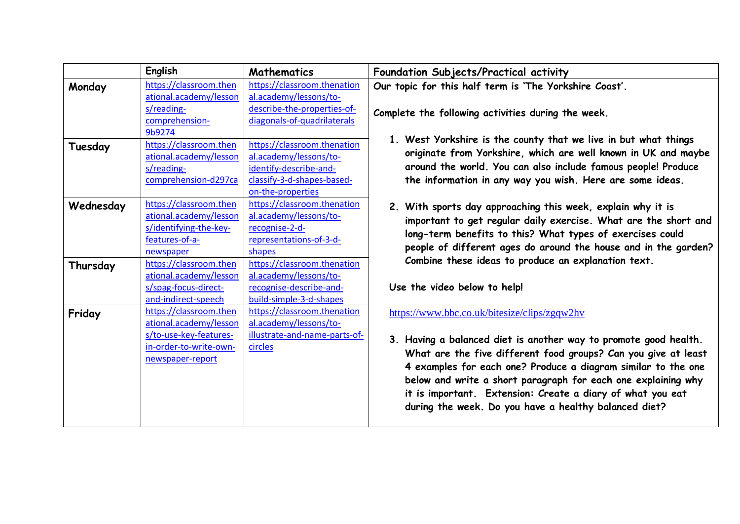| | English | Mathematics | Foundation Subjects/Practical activity |
|---|---|---|---|
| **Monday** | https://classroom.thenational.academy/lessons/reading-comprehension-9b9274 | https://classroom.thenational.academy/lessons/to-describe-the-properties-of-diagonals-of-quadrilaterals | **Our topic for this half term is 'The Yorkshire Coast'.**<br><br>**Complete the following activities during the week.**<br><br>**1. West Yorkshire is the county that we live in but what things originate from Yorkshire, which are well known in UK and maybe around the world. You can also include famous people! Produce the information in any way you wish. Here are some ideas.**<br><br>**2. With sports day approaching this week, explain why it is important to get regular daily exercise. What are the short and long-term benefits to this? What types of exercises could people of different ages do around the house and in the garden? Combine these ideas to produce an explanation text.**<br><br>**Use the video below to help!**<br><br>https://www.bbc.co.uk/bitesize/clips/zgqw2hv<br><br>**3. Having a balanced diet is another way to promote good health. What are the five different food groups? Can you give at least 4 examples for each one? Produce a diagram similar to the one below and write a short paragraph for each one explaining why it is important. Extension: Create a diary of what you eat during the week. Do you have a healthy balanced diet?** |
| **Tuesday** | https://classroom.thenational.academy/lessons/reading-comprehension-d297ca | https://classroom.thenational.academy/lessons/to-identify-describe-and-classify-3-d-shapes-based-on-the-properties | |
| **Wednesday** | https://classroom.thenational.academy/lessons/identifying-the-key-features-of-a-newspaper | https://classroom.thenational.academy/lessons/to-recognise-2-d-representations-of-3-d-shapes | |
| **Thursday** | https://classroom.thenational.academy/lessons/spag-focus-direct-and-indirect-speech | https://classroom.thenational.academy/lessons/to-recognise-describe-and-build-simple-3-d-shapes | |
| **Friday** | https://classroom.thenational.academy/lessons/to-use-key-features-in-order-to-write-own-newspaper-report | https://classroom.thenational.academy/lessons/to-illustrate-and-name-parts-of-circles | |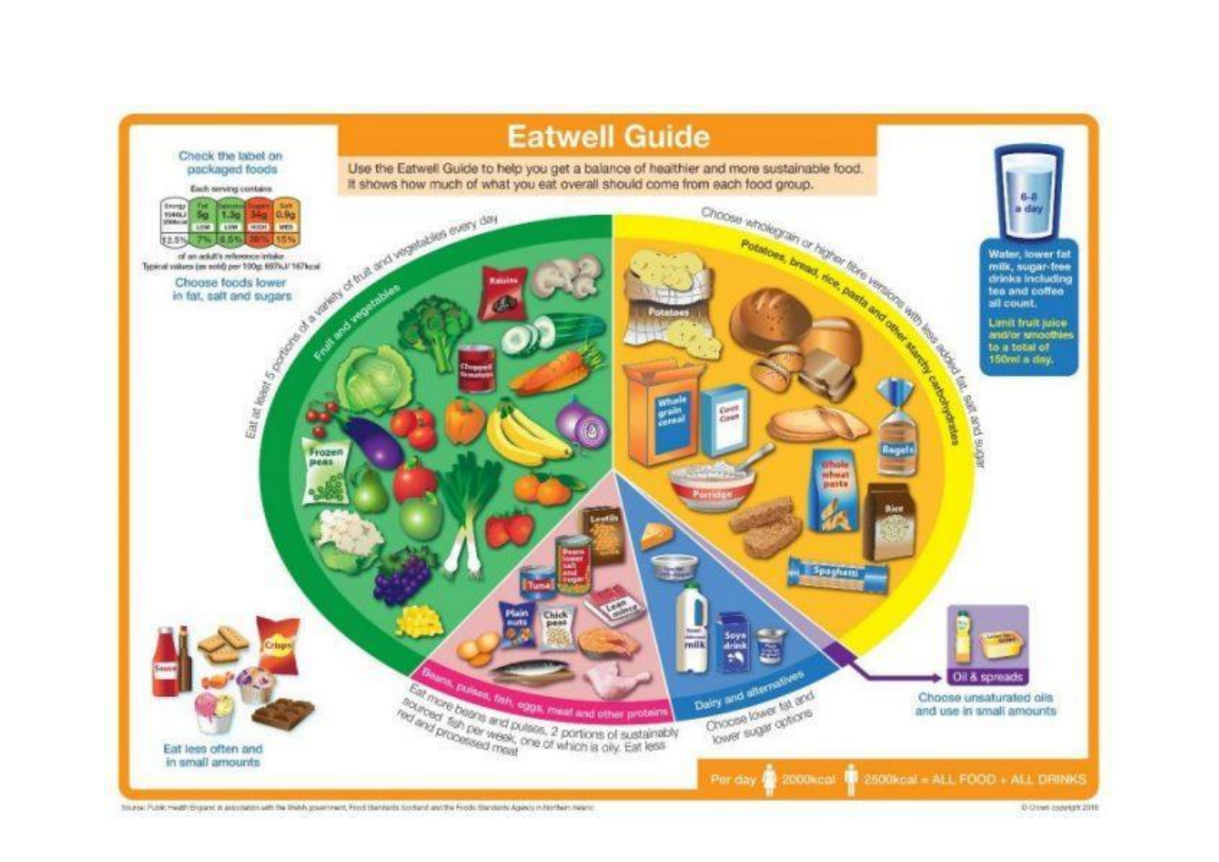# Eatwell Guide

Use the Eatwell Guide to help you get a balance of healthier and more sustainable food. It shows how much of what you eat overall should come from each food group.

Check the label on packaged foods

Choose foods lower in fat, salt and sugars

Eat at least 5 portions of a variety of fruit and vegetables every day

Fruit and vegetables

Choose wholegrain or higher fibre versions with less added fat, salt and sugar

Potatoes, bread, rice, pasta and other starchy carbohydrates

6-8 a day

Water, lower fat milk, sugar-free drinks including tea and coffee all count.

Limit fruit juice and/or smoothies to a total of 150ml a day.

Beans, pulses, fish, eggs, meat and other proteins

Eat more beans and pulses, 2 portions of sustainably sourced fish per week, one of which is oily. Eat less red and processed meat

Dairy and alternatives

Choose lower fat and lower sugar options

Oil & spreads

Choose unsaturated oils and use in small amounts

Eat less often and in small amounts

Per day 2000kcal 2500kcal = ALL FOOD + ALL DRINKS